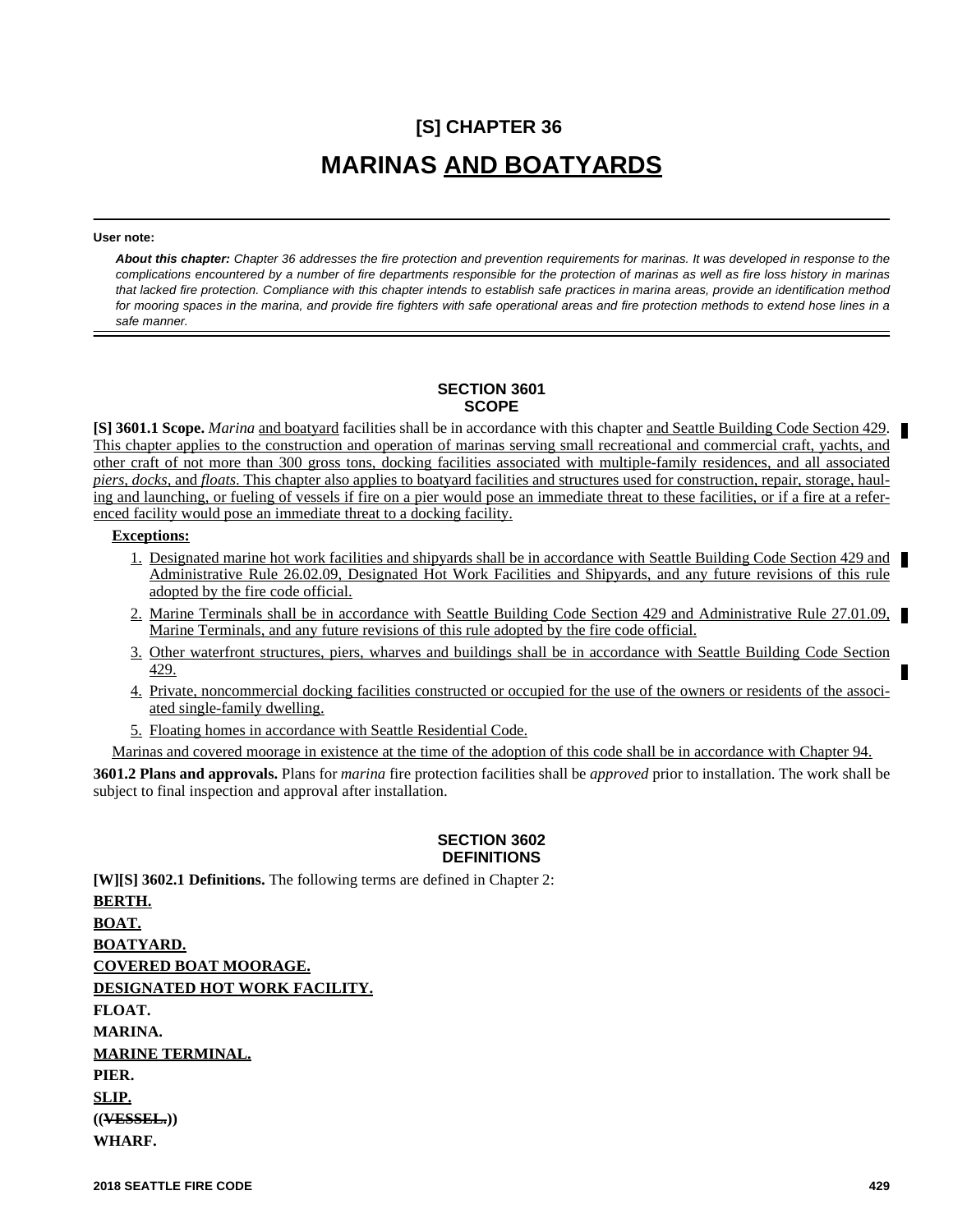# [S] CHAPTER 36

# MARINAS AND BOATYARDS

**User note:**

***About this chapter:*** *Chapter 36 addresses the fire protection and prevention requirements for marinas. It was developed in response to the complications encountered by a number of fire departments responsible for the protection of marinas as well as fire loss history in marinas that lacked fire protection. Compliance with this chapter intends to establish safe practices in marina areas, provide an identification method for mooring spaces in the marina, and provide fire fighters with safe operational areas and fire protection methods to extend hose lines in a safe manner.*

## SECTION 3601 SCOPE

**[S] 3601.1 Scope.** *Marina* and boatyard facilities shall be in accordance with this chapter and Seattle Building Code Section 429. This chapter applies to the construction and operation of marinas serving small recreational and commercial craft, yachts, and other craft of not more than 300 gross tons, docking facilities associated with multiple-family residences, and all associated *piers*, *docks*, and *floats*. This chapter also applies to boatyard facilities and structures used for construction, repair, storage, hauling and launching, or fueling of vessels if fire on a pier would pose an immediate threat to these facilities, or if a fire at a referenced facility would pose an immediate threat to a docking facility.

**Exceptions:**

1. Designated marine hot work facilities and shipyards shall be in accordance with Seattle Building Code Section 429 and Administrative Rule 26.02.09, Designated Hot Work Facilities and Shipyards, and any future revisions of this rule adopted by the fire code official.
2. Marine Terminals shall be in accordance with Seattle Building Code Section 429 and Administrative Rule 27.01.09, Marine Terminals, and any future revisions of this rule adopted by the fire code official.
3. Other waterfront structures, piers, wharves and buildings shall be in accordance with Seattle Building Code Section 429.
4. Private, noncommercial docking facilities constructed or occupied for the use of the owners or residents of the associated single-family dwelling.
5. Floating homes in accordance with Seattle Residential Code.

Marinas and covered moorage in existence at the time of the adoption of this code shall be in accordance with Chapter 94.

**3601.2 Plans and approvals.** Plans for *marina* fire protection facilities shall be *approved* prior to installation. The work shall be subject to final inspection and approval after installation.

## SECTION 3602 DEFINITIONS

**[W][S] 3602.1 Definitions.** The following terms are defined in Chapter 2:

**BERTH.**

**BOAT.**

**BOATYARD.**

**COVERED BOAT MOORAGE.**

**DESIGNATED HOT WORK FACILITY.**

**FLOAT.**

**MARINA.**

**MARINE TERMINAL.**

**PIER.**

**SLIP.**

**((~~VESSEL.~~))**

**WHARF.**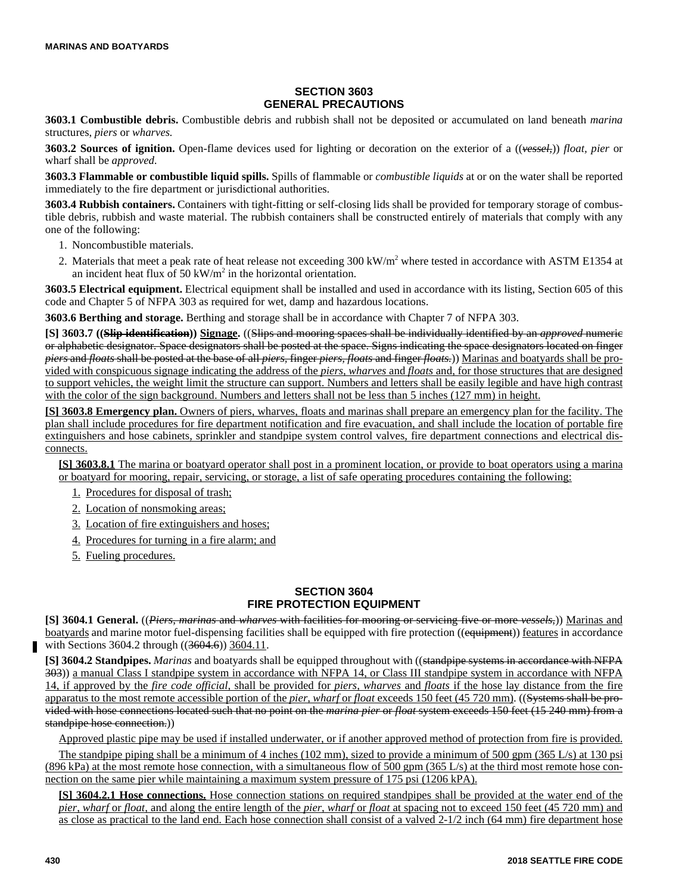## SECTION 3603
## GENERAL PRECAUTIONS

**3603.1 Combustible debris.** Combustible debris and rubbish shall not be deposited or accumulated on land beneath *marina* structures, *piers* or *wharves.*

**3603.2 Sources of ignition.** Open-flame devices used for lighting or decoration on the exterior of a ((~~*vessel,*~~)) *float, pier* or wharf shall be *approved.*

**3603.3 Flammable or combustible liquid spills.** Spills of flammable or *combustible liquids* at or on the water shall be reported immediately to the fire department or jurisdictional authorities.

**3603.4 Rubbish containers.** Containers with tight-fitting or self-closing lids shall be provided for temporary storage of combustible debris, rubbish and waste material. The rubbish containers shall be constructed entirely of materials that comply with any one of the following:

1. Noncombustible materials.
2. Materials that meet a peak rate of heat release not exceeding 300 kW/m$^2$ where tested in accordance with ASTM E1354 at an incident heat flux of 50 kW/m$^2$ in the horizontal orientation.

**3603.5 Electrical equipment.** Electrical equipment shall be installed and used in accordance with its listing, Section 605 of this code and Chapter 5 of NFPA 303 as required for wet, damp and hazardous locations.

**3603.6 Berthing and storage.** Berthing and storage shall be in accordance with Chapter 7 of NFPA 303.

**[S] 3603.7 ((~~Slip identification~~)) <u>Signage</u>.** ((~~Slips and mooring spaces shall be individually identified by an *approved* numeric or alphabetic designator. Space designators shall be posted at the space. Signs indicating the space designators located on finger *piers* and *floats* shall be posted at the base of all *piers,* finger *piers, floats* and finger *floats.*~~)) <u>Marinas and boatyards shall be provided with conspicuous signage indicating the address of the *piers, wharves* and *floats* and, for those structures that are designed to support vehicles, the weight limit the structure can support. Numbers and letters shall be easily legible and have high contrast with the color of the sign background. Numbers and letters shall not be less than 5 inches (127 mm) in height.</u>

**[S] 3603.8 Emergency plan.** <u>Owners of piers, wharves, floats and marinas shall prepare an emergency plan for the facility. The plan shall include procedures for fire department notification and fire evacuation, and shall include the location of portable fire extinguishers and hose cabinets, sprinkler and standpipe system control valves, fire department connections and electrical disconnects.</u>

**[S] <u>3603.8.1</u>** <u>The marina or boatyard operator shall post in a prominent location, or provide to boat operators using a marina or boatyard for mooring, repair, servicing, or storage, a list of safe operating procedures containing the following:</u>

1. <u>Procedures for disposal of trash;</u>
2. <u>Location of nonsmoking areas;</u>
3. <u>Location of fire extinguishers and hoses;</u>
4. <u>Procedures for turning in a fire alarm; and</u>
5. <u>Fueling procedures.</u>

## SECTION 3604
## FIRE PROTECTION EQUIPMENT

**[S] 3604.1 General.** ((~~*Piers, marinas* and *wharves* with facilities for mooring or servicing five or more *vessels,*~~)) <u>Marinas and boatyards</u> and marine motor fuel-dispensing facilities shall be equipped with fire protection ((~~equipment~~)) <u>features</u> in accordance with Sections 3604.2 through ((~~3604.6~~)) <u>3604.11</u>.

**[S] 3604.2 Standpipes.** *Marinas* and boatyards shall be equipped throughout with ((~~standpipe systems in accordance with NFPA 303~~)) <u>a manual Class I standpipe system in accordance with NFPA 14, or Class III standpipe system in accordance with NFPA 14, if approved by the *fire code official*, shall be provided for *piers, wharves* and *floats* if the hose lay distance from the fire apparatus to the most remote accessible portion of the *pier, wharf* or *float* exceeds 150 feet (45 720 mm)</u>. ((~~Systems shall be provided with hose connections located such that no point on the *marina pier* or *float* system exceeds 150 feet (15 240 mm) from a standpipe hose connection.~~))

<u>Approved plastic pipe may be used if installed underwater, or if another approved method of protection from fire is provided.</u>

<u>The standpipe piping shall be a minimum of 4 inches (102 mm), sized to provide a minimum of 500 gpm (365 L/s) at 130 psi (896 kPa) at the most remote hose connection, with a simultaneous flow of 500 gpm (365 L/s) at the third most remote hose connection on the same pier while maintaining a maximum system pressure of 175 psi (1206 kPA).</u>

**[S] <u>3604.2.1 Hose connections.</u>** <u>Hose connection stations on required standpipes shall be provided at the water end of the *pier, wharf* or *float*, and along the entire length of the *pier, wharf* or *float* at spacing not to exceed 150 feet (45 720 mm) and as close as practical to the land end. Each hose connection shall consist of a valved 2-1/2 inch (64 mm) fire department hose</u>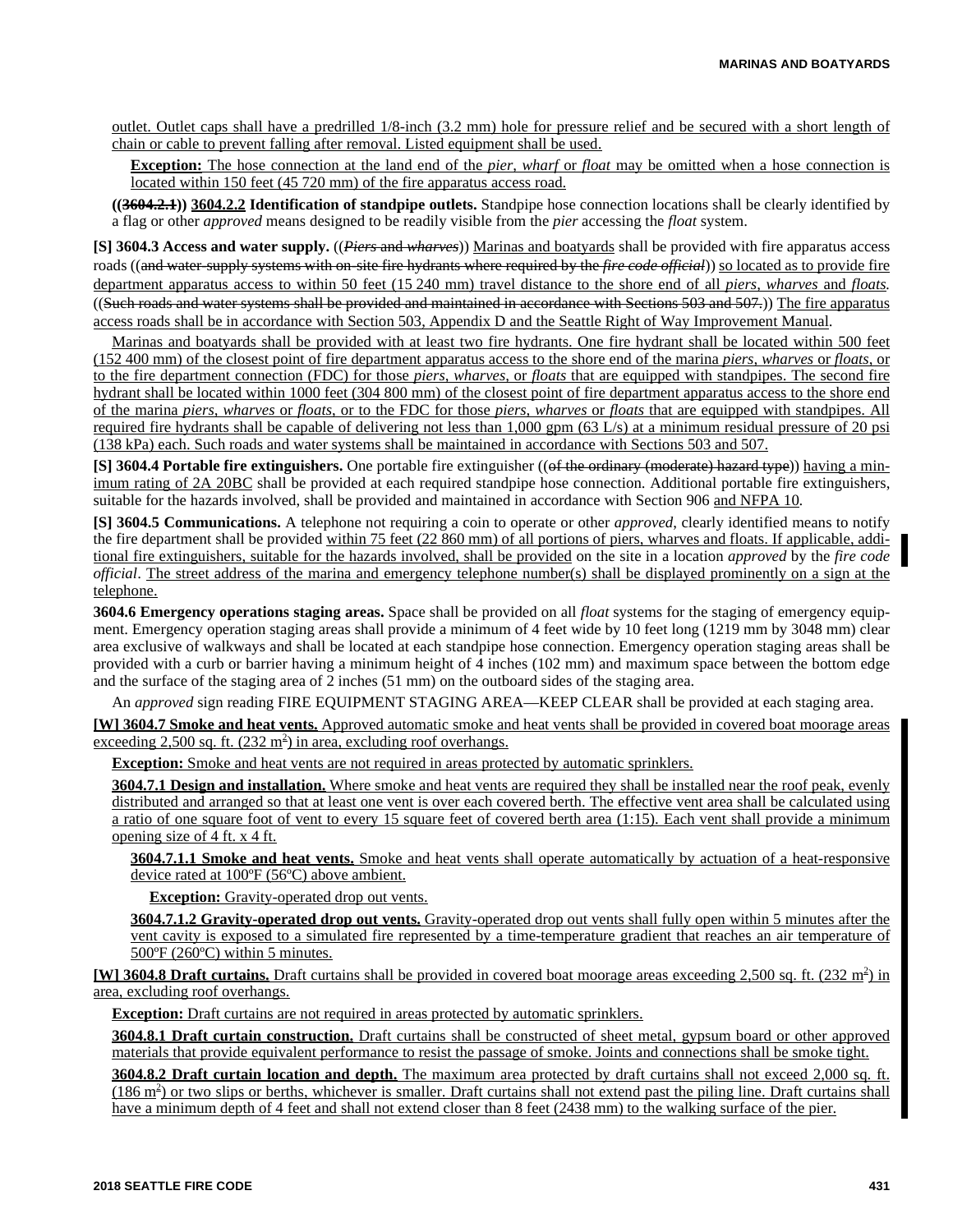outlet. Outlet caps shall have a predrilled 1/8-inch (3.2 mm) hole for pressure relief and be secured with a short length of chain or cable to prevent falling after removal. Listed equipment shall be used.

**Exception:** The hose connection at the land end of the *pier*, *wharf* or *float* may be omitted when a hose connection is located within 150 feet (45 720 mm) of the fire apparatus access road.

**((~~3604.2.1~~)) 3604.2.2 Identification of standpipe outlets.** Standpipe hose connection locations shall be clearly identified by a flag or other *approved* means designed to be readily visible from the *pier* accessing the *float* system.

**[S] 3604.3 Access and water supply.** ((~~*Piers* and *wharves*~~)) Marinas and boatyards shall be provided with fire apparatus access roads ((~~and water-supply systems with on-site fire hydrants where required by the *fire code official*~~)) so located as to provide fire department apparatus access to within 50 feet (15 240 mm) travel distance to the shore end of all *piers*, *wharves* and *floats*. ((~~Such roads and water systems shall be provided and maintained in accordance with Sections 503 and 507.~~)) The fire apparatus access roads shall be in accordance with Section 503, Appendix D and the Seattle Right of Way Improvement Manual.

Marinas and boatyards shall be provided with at least two fire hydrants. One fire hydrant shall be located within 500 feet (152 400 mm) of the closest point of fire department apparatus access to the shore end of the marina *piers*, *wharves* or *floats*, or to the fire department connection (FDC) for those *piers*, *wharves*, or *floats* that are equipped with standpipes. The second fire hydrant shall be located within 1000 feet (304 800 mm) of the closest point of fire department apparatus access to the shore end of the marina *piers*, *wharves* or *floats*, or to the FDC for those *piers*, *wharves* or *floats* that are equipped with standpipes. All required fire hydrants shall be capable of delivering not less than 1,000 gpm (63 L/s) at a minimum residual pressure of 20 psi (138 kPa) each. Such roads and water systems shall be maintained in accordance with Sections 503 and 507.

**[S] 3604.4 Portable fire extinguishers.** One portable fire extinguisher ((~~of the ordinary (moderate) hazard type~~)) having a minimum rating of 2A 20BC shall be provided at each required standpipe hose connection. Additional portable fire extinguishers, suitable for the hazards involved, shall be provided and maintained in accordance with Section 906 and NFPA 10.

**[S] 3604.5 Communications.** A telephone not requiring a coin to operate or other *approved*, clearly identified means to notify the fire department shall be provided within 75 feet (22 860 mm) of all portions of piers, wharves and floats. If applicable, additional fire extinguishers, suitable for the hazards involved, shall be provided on the site in a location *approved* by the *fire code official*. The street address of the marina and emergency telephone number(s) shall be displayed prominently on a sign at the telephone.

**3604.6 Emergency operations staging areas.** Space shall be provided on all *float* systems for the staging of emergency equipment. Emergency operation staging areas shall provide a minimum of 4 feet wide by 10 feet long (1219 mm by 3048 mm) clear area exclusive of walkways and shall be located at each standpipe hose connection. Emergency operation staging areas shall be provided with a curb or barrier having a minimum height of 4 inches (102 mm) and maximum space between the bottom edge and the surface of the staging area of 2 inches (51 mm) on the outboard sides of the staging area.

An *approved* sign reading FIRE EQUIPMENT STAGING AREA—KEEP CLEAR shall be provided at each staging area.

**[W] 3604.7 Smoke and heat vents.** Approved automatic smoke and heat vents shall be provided in covered boat moorage areas exceeding 2,500 sq. ft. (232 $m^2$) in area, excluding roof overhangs.

**Exception:** Smoke and heat vents are not required in areas protected by automatic sprinklers.

**3604.7.1 Design and installation.** Where smoke and heat vents are required they shall be installed near the roof peak, evenly distributed and arranged so that at least one vent is over each covered berth. The effective vent area shall be calculated using a ratio of one square foot of vent to every 15 square feet of covered berth area (1:15). Each vent shall provide a minimum opening size of 4 ft. x 4 ft.

**3604.7.1.1 Smoke and heat vents.** Smoke and heat vents shall operate automatically by actuation of a heat-responsive device rated at 100ºF (56ºC) above ambient.

**Exception:** Gravity-operated drop out vents.

**3604.7.1.2 Gravity-operated drop out vents.** Gravity-operated drop out vents shall fully open within 5 minutes after the vent cavity is exposed to a simulated fire represented by a time-temperature gradient that reaches an air temperature of 500ºF (260ºC) within 5 minutes.

**[W] 3604.8 Draft curtains.** Draft curtains shall be provided in covered boat moorage areas exceeding 2,500 sq. ft. (232 $m^2$) in area, excluding roof overhangs.

**Exception:** Draft curtains are not required in areas protected by automatic sprinklers.

**3604.8.1 Draft curtain construction.** Draft curtains shall be constructed of sheet metal, gypsum board or other approved materials that provide equivalent performance to resist the passage of smoke. Joints and connections shall be smoke tight.

**3604.8.2 Draft curtain location and depth.** The maximum area protected by draft curtains shall not exceed 2,000 sq. ft. (186 $m^2$) or two slips or berths, whichever is smaller. Draft curtains shall not extend past the piling line. Draft curtains shall have a minimum depth of 4 feet and shall not extend closer than 8 feet (2438 mm) to the walking surface of the pier.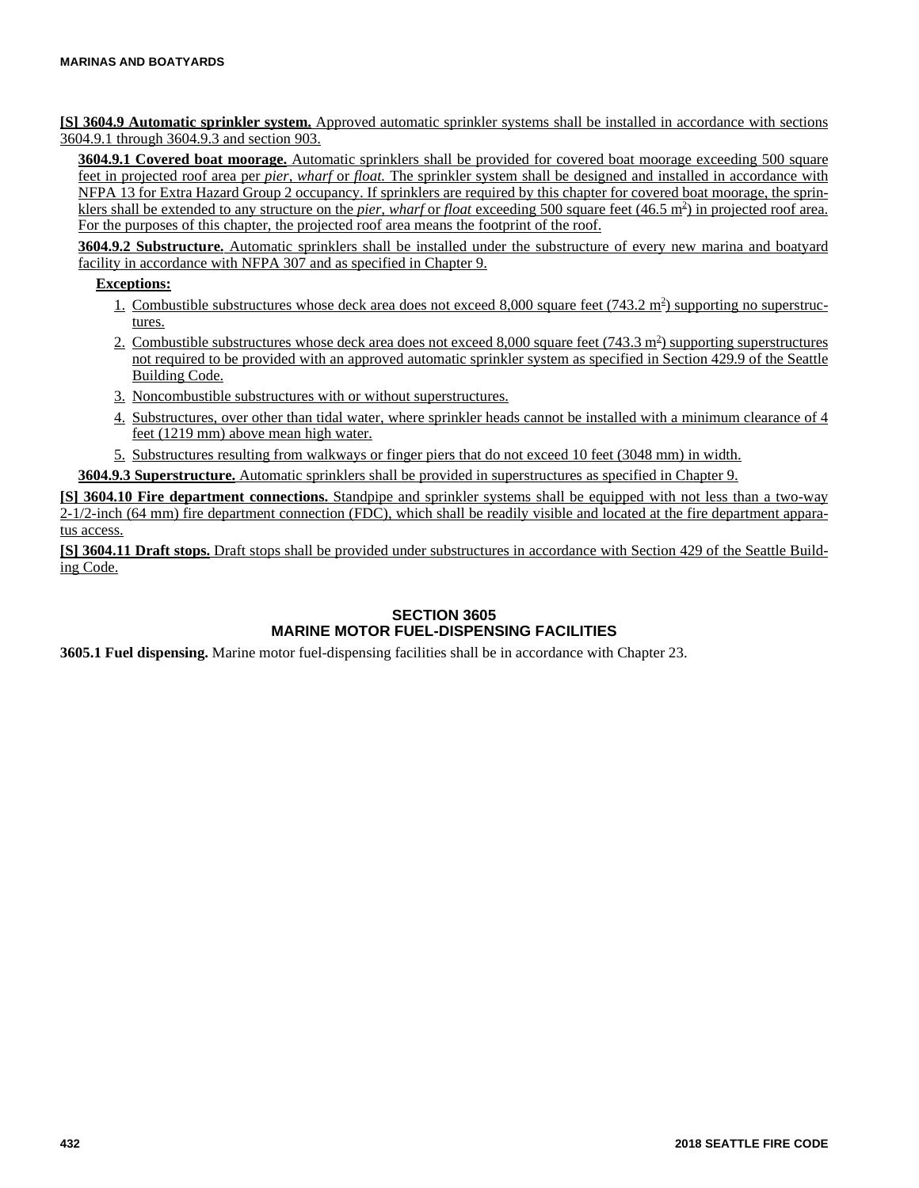**[S] 3604.9 Automatic sprinkler system.** Approved automatic sprinkler systems shall be installed in accordance with sections 3604.9.1 through 3604.9.3 and section 903.

**3604.9.1 Covered boat moorage.** Automatic sprinklers shall be provided for covered boat moorage exceeding 500 square feet in projected roof area per *pier*, *wharf* or *float.* The sprinkler system shall be designed and installed in accordance with NFPA 13 for Extra Hazard Group 2 occupancy. If sprinklers are required by this chapter for covered boat moorage, the sprinklers shall be extended to any structure on the *pier*, *wharf* or *float* exceeding 500 square feet (46.5 $m^2$) in projected roof area. For the purposes of this chapter, the projected roof area means the footprint of the roof.

**3604.9.2 Substructure.** Automatic sprinklers shall be installed under the substructure of every new marina and boatyard facility in accordance with NFPA 307 and as specified in Chapter 9.

**Exceptions:**

1. Combustible substructures whose deck area does not exceed 8,000 square feet (743.2 $m^2$) supporting no superstructures.
2. Combustible substructures whose deck area does not exceed 8,000 square feet (743.3 $m^2$) supporting superstructures not required to be provided with an approved automatic sprinkler system as specified in Section 429.9 of the Seattle Building Code.
3. Noncombustible substructures with or without superstructures.
4. Substructures, over other than tidal water, where sprinkler heads cannot be installed with a minimum clearance of 4 feet (1219 mm) above mean high water.
5. Substructures resulting from walkways or finger piers that do not exceed 10 feet (3048 mm) in width.

**3604.9.3 Superstructure.** Automatic sprinklers shall be provided in superstructures as specified in Chapter 9.

**[S] 3604.10 Fire department connections.** Standpipe and sprinkler systems shall be equipped with not less than a two-way 2-1/2-inch (64 mm) fire department connection (FDC), which shall be readily visible and located at the fire department apparatus access.

**[S] 3604.11 Draft stops.** Draft stops shall be provided under substructures in accordance with Section 429 of the Seattle Building Code.

## SECTION 3605
## MARINE MOTOR FUEL-DISPENSING FACILITIES

**3605.1 Fuel dispensing.** Marine motor fuel-dispensing facilities shall be in accordance with Chapter 23.